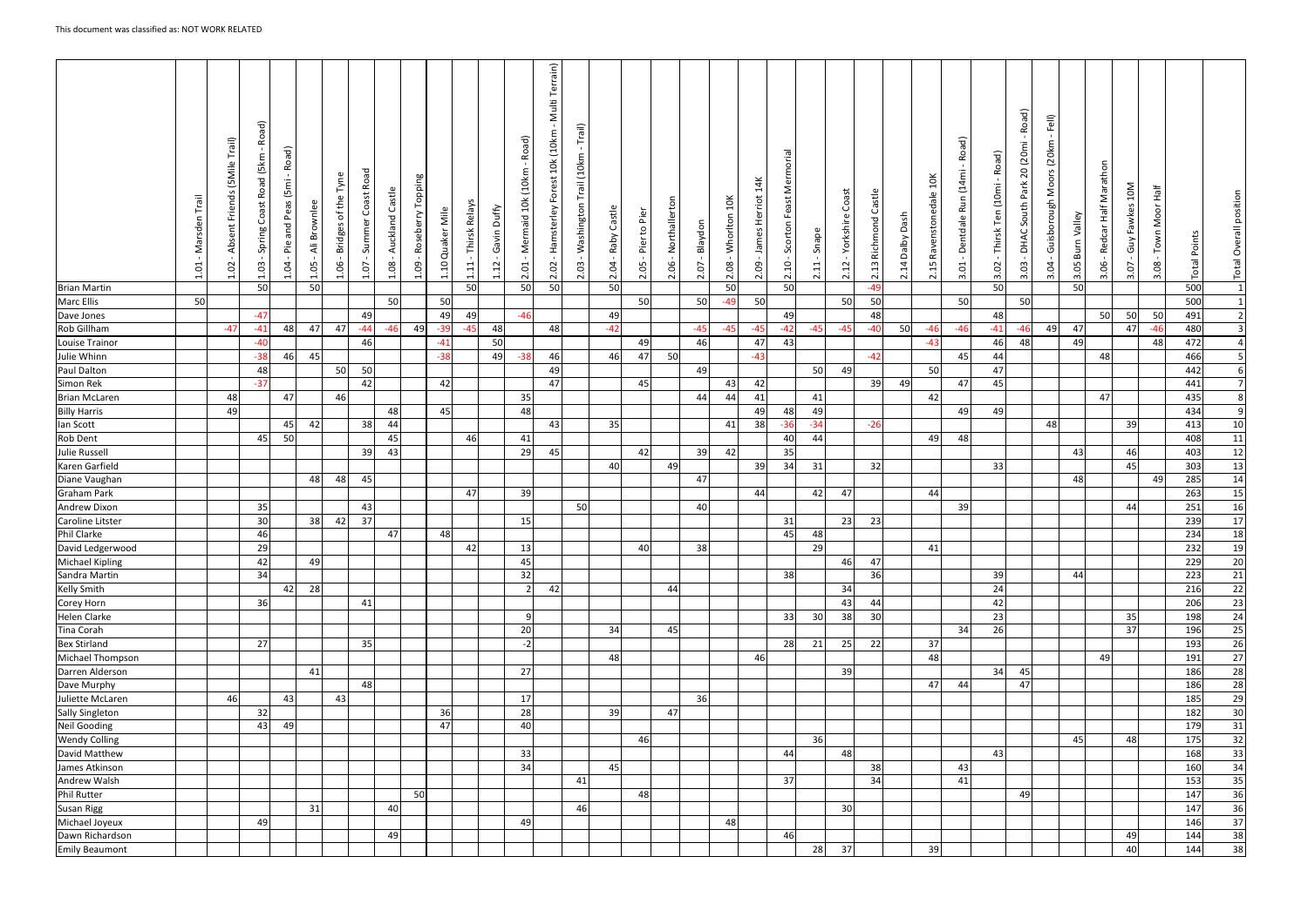This document was classified as: NOT WORK RELATED

| | 1.01 - Marsden Trail | 1.02 - Absent Friends (5Mile Trail) | 1.03 - Spring Coast Road (5km - Road) | 1.04 - Pie and Peas (5mi - Road) | 1.05 - Ali Brownlee | 1.06 - Bridges of the Tyne | 1.07 - Summer Coast Road | 1.08 - Auckland Castle | 1.09 - Roseberry Topping | 1.10 Quaker Mile | 1.11 - Thirsk Relays | 1.12 - Gavin Duffy | 2.01 - Mermaid 10k (10km - Road) | 2.02 - Hamsterley Forest 10k (10km - Multi Terrain) | 2.03 - Washington Trail (10km - Trail) | 2.04 - Raby Castle | 2.05 - Pier to Pier | 2.06 - Northallerton | 2.07 - Blaydon | 2.08 - Whorlton 10K | 2.09 - James Herriot 14K | 2.10 - Scorton Feast Mermorial | 2.11 - Snape | 2.12 - Yorkshire Coast | 2.13 Richmond Castle | 2.14 Dalby Dash | 2.15 Ravenstonedale 10K | 3.01 - Dentdale Run (14mi - Road) | 3.02 - Thirsk Ten (10mi - Road) | 3.03 - DHAC South Park 20 (20mi - Road) | 3.04 - Guisborough Moors (20km - Fell) | 3.05 Burn Valley | 3.06 - Redcar Half Marathon | 3.07 - Guy Fawkes 10M | 3.08 - Town Moor Half | Total Points | Total Overall position |
|---|---|---|---|---|---|---|---|---|---|---|---|---|---|---|---|---|---|---|---|---|---|---|---|---|---|---|---|---|---|---|---|---|---|---|---|---|---|
| Brian Martin | | | 50 | | 50 | | | | | | 50 | | 50 | 50 | | 50 | | | | 50 | | 50 | | | -49 | | | | 50 | | | 50 | | | | 500 | 1 |
| Marc Ellis | 50 | | | | | | | 50 | | 50 | | | | | | | 50 | | 50 | -49 | 50 | | | 50 | 50 | | | 50 | | 50 | | | | | | 500 | 1 |
| Dave Jones | | | -47 | | | | 49 | | | 49 | 49 | | -46 | | | 49 | | | | | | 49 | | | 48 | | | | 48 | | | | 50 | 50 | 50 | 491 | 2 |
| Rob Gillham | | -47 | -41 | 48 | 47 | 47 | -44 | -46 | 49 | -39 | -45 | 48 | | 48 | | -42 | | | -45 | -45 | -45 | -42 | -45 | -45 | -40 | 50 | -46 | -46 | -41 | -46 | 49 | 47 | | 47 | -46 | 480 | 3 |
| Louise Trainor | | | -40 | | | | 46 | | | -41 | | 50 | | | | | 49 | | 46 | | 47 | 43 | | | | | -43 | | 46 | 48 | | 49 | | | 48 | 472 | 4 |
| Julie Whinn | | | -38 | 46 | 45 | | | | | -38 | | 49 | -38 | 46 | | 46 | 47 | 50 | | | -43 | | | | -42 | | | 45 | 44 | | | | 48 | | | 466 | 5 |
| Paul Dalton | | | 48 | | | 50 | 50 | | | | | | | 49 | | | | | 49 | | | | 50 | 49 | | | 50 | | 47 | | | | | | | 442 | 6 |
| Simon Rek | | | -37 | | | | 42 | | | 42 | | | | 47 | | | 45 | | | 43 | 42 | | | | 39 | 49 | | 47 | 45 | | | | | | | 441 | 7 |
| Brian McLaren | | 48 | | 47 | | 46 | | | | | | | 35 | | | | | | 44 | 44 | 41 | | 41 | | | | 42 | | | | | | 47 | | | 435 | 8 |
| Billy Harris | | 49 | | | | | | 48 | | 45 | | | 48 | | | | | | | | 49 | 48 | 49 | | | | | 49 | 49 | | | | | | | 434 | 9 |
| Ian Scott | | | | 45 | 42 | | 38 | 44 | | | | | | 43 | | 35 | | | | 41 | 38 | -36 | -34 | | -26 | | | | | | 48 | | | 39 | | 413 | 10 |
| Rob Dent | | | 45 | 50 | | | | 45 | | | 46 | | 41 | | | | | | | | | 40 | 44 | | | | 49 | 48 | | | | | | | | 408 | 11 |
| Julie Russell | | | | | | | 39 | 43 | | | | | 29 | 45 | | | 42 | | 39 | 42 | | 35 | | | | | | | | | | 43 | | 46 | | 403 | 12 |
| Karen Garfield | | | | | | | | | | | | | | | | 40 | | 49 | | | 39 | 34 | 31 | | 32 | | | | 33 | | | | | 45 | | 303 | 13 |
| Diane Vaughan | | | | | 48 | 48 | 45 | | | | | | | | | | | | 47 | | | | | | | | | | | | | 48 | | | 49 | 285 | 14 |
| Graham Park | | | | | | | | | | | 47 | | 39 | | | | | | | | 44 | | 42 | 47 | | | 44 | | | | | | | | | 263 | 15 |
| Andrew Dixon | | | 35 | | | | 43 | | | | | | | | 50 | | | | 40 | | | | | | | | | 39 | | | | | | 44 | | 251 | 16 |
| Caroline Litster | | | 30 | | 38 | 42 | 37 | | | | | | 15 | | | | | | | | | 31 | | 23 | 23 | | | | | | | | | | | 239 | 17 |
| Phil Clarke | | | 46 | | | | | 47 | | 48 | | | | | | | | | | | | 45 | 48 | | | | | | | | | | | | | 234 | 18 |
| David Ledgerwood | | | 29 | | | | | | | | 42 | | 13 | | | | 40 | | 38 | | | | 29 | | | | 41 | | | | | | | | | 232 | 19 |
| Michael Kipling | | | 42 | | 49 | | | | | | | | 45 | | | | | | | | | | | 46 | 47 | | | | | | | | | | | 229 | 20 |
| Sandra Martin | | | 34 | | | | | | | | | | 32 | | | | | | | | | 38 | | | 36 | | | | 39 | | | 44 | | | | 223 | 21 |
| Kelly Smith | | | | 42 | 28 | | | | | | | | 2 | 42 | | | | 44 | | | | | | 34 | | | | | 24 | | | | | | | 216 | 22 |
| Corey Horn | | | 36 | | | | 41 | | | | | | | | | | | | | | | | | 43 | 44 | | | | 42 | | | | | | | 206 | 23 |
| Helen Clarke | | | | | | | | | | | | | 9 | | | | | | | | | 33 | 30 | 38 | 30 | | | | 23 | | | | | 35 | | 198 | 24 |
| Tina Corah | | | | | | | | | | | | | 20 | | | 34 | | 45 | | | | | | | | | | 34 | 26 | | | | | 37 | | 196 | 25 |
| Bex Stirland | | | 27 | | | | 35 | | | | | | -2 | | | | | | | | | 28 | 21 | 25 | 22 | | 37 | | | | | | | | | 193 | 26 |
| Michael Thompson | | | | | | | | | | | | | | | | 48 | | | | | 46 | | | | | | 48 | | | | | | 49 | | | 191 | 27 |
| Darren Alderson | | | | | 41 | | | | | | | | 27 | | | | | | | | | | | 39 | | | | | 34 | 45 | | | | | | 186 | 28 |
| Dave Murphy | | | | | | | 48 | | | | | | | | | | | | | | | | | | | | 47 | 44 | | 47 | | | | | | 186 | 28 |
| Juliette McLaren | | 46 | | 43 | | 43 | | | | | | | 17 | | | | | | 36 | | | | | | | | | | | | | | | | | 185 | 29 |
| Sally Singleton | | | 32 | | | | | | | 36 | | | 28 | | | 39 | | 47 | | | | | | | | | | | | | | | | | | 182 | 30 |
| Neil Gooding | | | 43 | 49 | | | | | | 47 | | | 40 | | | | | | | | | | | | | | | | | | | | | | | 179 | 31 |
| Wendy Colling | | | | | | | | | | | | | | | | | 46 | | | | | | 36 | | | | | | | | | 45 | | 48 | | 175 | 32 |
| David Matthew | | | | | | | | | | | | | 33 | | | | | | | | | 44 | | 48 | | | | | 43 | | | | | | | 168 | 33 |
| James Atkinson | | | | | | | | | | | | | 34 | | | 45 | | | | | | | | | 38 | | | 43 | | | | | | | | 160 | 34 |
| Andrew Walsh | | | | | | | | | | | | | | | 41 | | | | | | | 37 | | | 34 | | | 41 | | | | | | | | 153 | 35 |
| Phil Rutter | | | | | | | | | 50 | | | | | | | | 48 | | | | | | | | | | | | | 49 | | | | | | 147 | 36 |
| Susan Rigg | | | | | 31 | | | 40 | | | | | | | 46 | | | | | | | | | 30 | | | | | | | | | | | | 147 | 36 |
| Michael Joyeux | | | 49 | | | | | | | | | | 49 | | | | | | | 48 | | | | | | | | | | | | | | | | 146 | 37 |
| Dawn Richardson | | | | | | | | 49 | | | | | | | | | | | | | | 46 | | | | | | | | | | | | 49 | | 144 | 38 |
| Emily Beaumont | | | | | | | | | | | | | | | | | | | | | | | 28 | 37 | | | 39 | | | | | | | 40 | | 144 | 38 |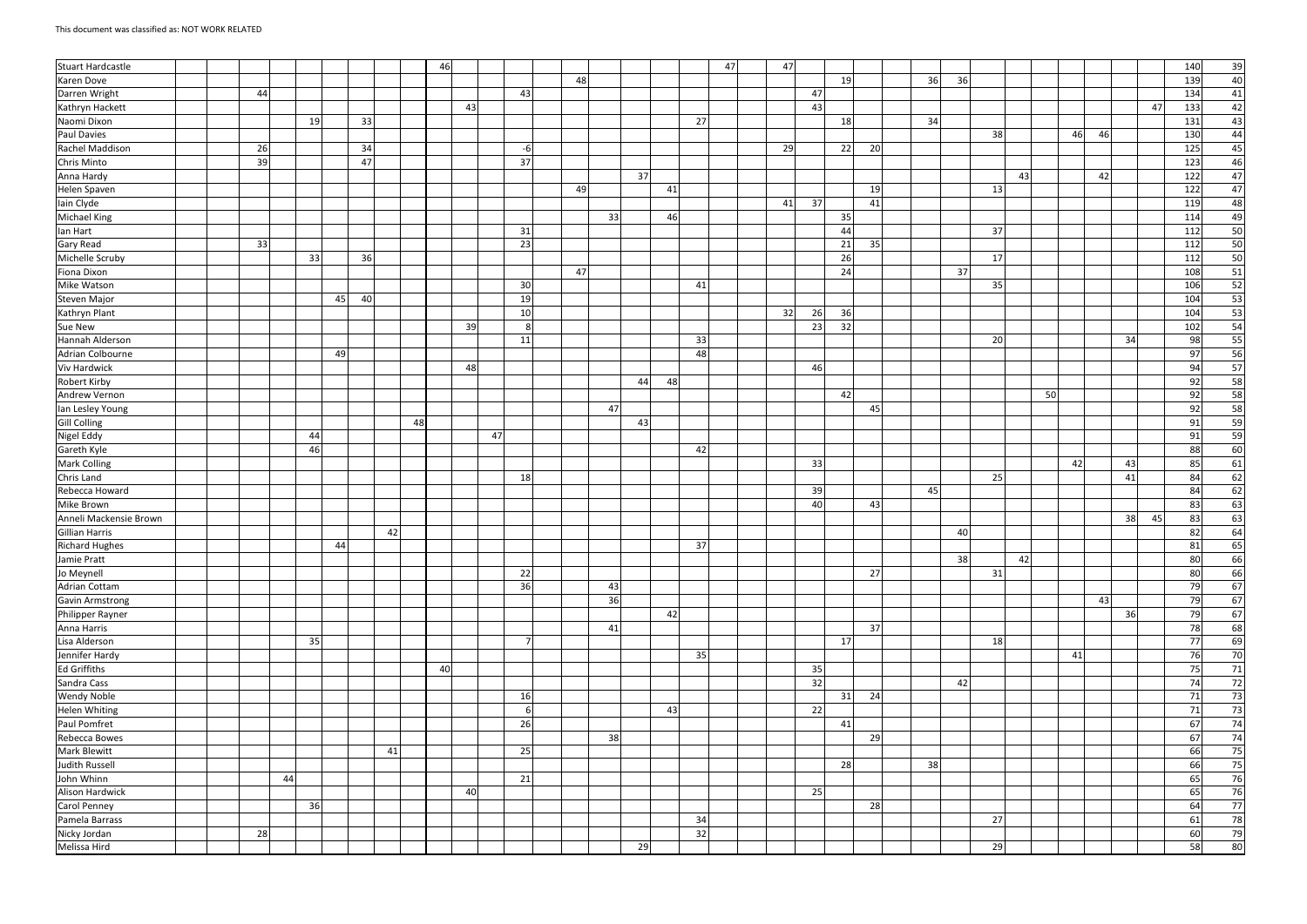| | | | | | | | | | | | | | | | | | | | | | | | | | | | | | | | | | | | | | | | |
|---|---|---|---|---|---|---|---|---|---|---|---|---|---|---|---|---|---|---|---|---|---|---|---|---|---|---|---|---|---|---|---|---|---|---|---|---|---|---|---|
| Stuart Hardcastle | | | | | | | | | 46 | | | | | | | | | | | 47 | | 47 | | | | | | | | | | | | | | | 140 | 39 |
| Karen Dove | | | | | | | | | | | | | | 48 | | | | | | | | | | 19 | | | 36 | 36 | | | | | | | | | 139 | 40 |
| Darren Wright | | | 44 | | | | | | | | | 43 | | | | | | | | | | | 47 | | | | | | | | | | | | | | 134 | 41 |
| Kathryn Hackett | | | | | | | | | | 43 | | | | | | | | | | | | | 43 | | | | | | | | | | | | | 47 | 133 | 42 |
| Naomi Dixon | | | | | 19 | | 33 | | | | | | | | | | | 27 | | | | | | 18 | | | 34 | | | | | | | | | | 131 | 43 |
| Paul Davies | | | | | | | | | | | | | | | | | | | | | | | | | | | | | | 38 | | | 46 | 46 | | | 130 | 44 |
| Rachel Maddison | | | 26 | | | | 34 | | | | | -6 | | | | | | | | | | 29 | | 22 | 20 | | | | | | | | | | | | 125 | 45 |
| Chris Minto | | | 39 | | | | 47 | | | | | 37 | | | | | | | | | | | | | | | | | | | | | | | | | 123 | 46 |
| Anna Hardy | | | | | | | | | | | | | | | | 37 | | | | | | | | | | | | | | | 43 | | | 42 | | | 122 | 47 |
| Helen Spaven | | | | | | | | | | | | | | 49 | | | 41 | | | | | | | | 19 | | | | | 13 | | | | | | | 122 | 47 |
| Iain Clyde | | | | | | | | | | | | | | | | | | | | | | 41 | 37 | | 41 | | | | | | | | | | | | 119 | 48 |
| Michael King | | | | | | | | | | | | | | | 33 | | 46 | | | | | | | 35 | | | | | | | | | | | | | 114 | 49 |
| Ian Hart | | | | | | | | | | | | 31 | | | | | | | | | | | | 44 | | | | | | 37 | | | | | | | 112 | 50 |
| Gary Read | | | 33 | | | | | | | | | 23 | | | | | | | | | | | | 21 | 35 | | | | | | | | | | | | 112 | 50 |
| Michelle Scruby | | | | | 33 | | 36 | | | | | | | | | | | | | | | | | 26 | | | | | | 17 | | | | | | | 112 | 50 |
| Fiona Dixon | | | | | | | | | | | | | | 47 | | | | | | | | | | 24 | | | | | 37 | | | | | | | | 108 | 51 |
| Mike Watson | | | | | | | | | | | | 30 | | | | | | 41 | | | | | | | | | | | | 35 | | | | | | | 106 | 52 |
| Steven Major | | | | | | 45 | 40 | | | | | 19 | | | | | | | | | | | | | | | | | | | | | | | | | 104 | 53 |
| Kathryn Plant | | | | | | | | | | | | 10 | | | | | | | | | | 32 | 26 | 36 | | | | | | | | | | | | | 104 | 53 |
| Sue New | | | | | | | | | | 39 | | 8 | | | | | | | | | | | 23 | 32 | | | | | | | | | | | | | 102 | 54 |
| Hannah Alderson | | | | | | | | | | | | 11 | | | | | | 33 | | | | | | | | | | | | 20 | | | | | 34 | | 98 | 55 |
| Adrian Colbourne | | | | | | 49 | | | | | | | | | | | | 48 | | | | | | | | | | | | | | | | | | | 97 | 56 |
| Viv Hardwick | | | | | | | | | | 48 | | | | | | | | | | | | | 46 | | | | | | | | | | | | | | 94 | 57 |
| Robert Kirby | | | | | | | | | | | | | | | | 44 | 48 | | | | | | | | | | | | | | | | | | | | 92 | 58 |
| Andrew Vernon | | | | | | | | | | | | | | | | | | | | | | | | 42 | | | | | | | | 50 | | | | | 92 | 58 |
| Ian Lesley Young | | | | | | | | | | | | | | | 47 | | | | | | | | | | 45 | | | | | | | | | | | | 92 | 58 |
| Gill Colling | | | | | | | | 48 | | | | | | | | 43 | | | | | | | | | | | | | | | | | | | | | 91 | 59 |
| Nigel Eddy | | | | | 44 | | | | | | 47 | | | | | | | | | | | | | | | | | | | | | | | | | | 91 | 59 |
| Gareth Kyle | | | | | 46 | | | | | | | | | | | | | 42 | | | | | | | | | | | | | | | | | | | 88 | 60 |
| Mark Colling | | | | | | | | | | | | | | | | | | | | | | | 33 | | | | | | | | | | 42 | | 43 | | 85 | 61 |
| Chris Land | | | | | | | | | | | | 18 | | | | | | | | | | | | | | | | | | 25 | | | | | 41 | | 84 | 62 |
| Rebecca Howard | | | | | | | | | | | | | | | | | | | | | | | 39 | | | | 45 | | | | | | | | | | 84 | 62 |
| Mike Brown | | | | | | | | | | | | | | | | | | | | | | | 40 | | 43 | | | | | | | | | | | | 83 | 63 |
| Anneli Mackensie Brown | | | | | | | | | | | | | | | | | | | | | | | | | | | | | | | | | | | 38 | 45 | 83 | 63 |
| Gillian Harris | | | | | | | 42 | | | | | | | | | | | | | | | | | | | | | | 40 | | | | | | | | 82 | 64 |
| Richard Hughes | | | | | | 44 | | | | | | | | | | | | 37 | | | | | | | | | | | | | | | | | | | 81 | 65 |
| Jamie Pratt | | | | | | | | | | | | | | | | | | | | | | | | | | | | | 38 | | 42 | | | | | | 80 | 66 |
| Jo Meynell | | | | | | | | | | | | 22 | | | | | | | | | | | | | 27 | | | | | 31 | | | | | | | 80 | 66 |
| Adrian Cottam | | | | | | | | | | | | 36 | | | 43 | | | | | | | | | | | | | | | | | | | | | | 79 | 67 |
| Gavin Armstrong | | | | | | | | | | | | | | | 36 | | | | | | | | | | | | | | | | | | | 43 | | | 79 | 67 |
| Philipper Rayner | | | | | | | | | | | | | | | | | 42 | | | | | | | | | | | | | | | | | | 36 | | 79 | 67 |
| Anna Harris | | | | | | | | | | | | | | | 41 | | | | | | | | | | 37 | | | | | | | | | | | | 78 | 68 |
| Lisa Alderson | | | | | 35 | | | | | | | 7 | | | | | | | | | | | | 17 | | | | | | 18 | | | | | | | 77 | 69 |
| Jennifer Hardy | | | | | | | | | | | | | | | | | | 35 | | | | | | | | | | | | | | | 41 | | | | 76 | 70 |
| Ed Griffiths | | | | | | | | | 40 | | | | | | | | | | | | | | 35 | | | | | | | | | | | | | | 75 | 71 |
| Sandra Cass | | | | | | | | | | | | | | | | | | | | | | | 32 | | | | | | 42 | | | | | | | | 74 | 72 |
| Wendy Noble | | | | | | | | | | | | 16 | | | | | | | | | | | | 31 | 24 | | | | | | | | | | | | 71 | 73 |
| Helen Whiting | | | | | | | | | | | | 6 | | | | | 43 | | | | | | 22 | | | | | | | | | | | | | | 71 | 73 |
| Paul Pomfret | | | | | | | | | | | | 26 | | | | | | | | | | | | 41 | | | | | | | | | | | | | 67 | 74 |
| Rebecca Bowes | | | | | | | | | | | | | | | 38 | | | | | | | | | | 29 | | | | | | | | | | | | 67 | 74 |
| Mark Blewitt | | | | | | | 41 | | | | | 25 | | | | | | | | | | | | | | | | | | | | | | | | | 66 | 75 |
| Judith Russell | | | | | | | | | | | | | | | | | | | | | | | | 28 | | | 38 | | | | | | | | | | 66 | 75 |
| John Whinn | | | | 44 | | | | | | | | 21 | | | | | | | | | | | | | | | | | | | | | | | | | 65 | 76 |
| Alison Hardwick | | | | | | | | | | 40 | | | | | | | | | | | | | 25 | | | | | | | | | | | | | | 65 | 76 |
| Carol Penney | | | | | 36 | | | | | | | | | | | | | | | | | | | | 28 | | | | | | | | | | | | 64 | 77 |
| Pamela Barrass | | | | | | | | | | | | | | | | | | 34 | | | | | | | | | | | | 27 | | | | | | | 61 | 78 |
| Nicky Jordan | | | 28 | | | | | | | | | | | | | | | 32 | | | | | | | | | | | | | | | | | | | 60 | 79 |
| Melissa Hird | | | | | | | | | | | | | | | | 29 | | | | | | | | | | | | | | 29 | | | | | | | 58 | 80 |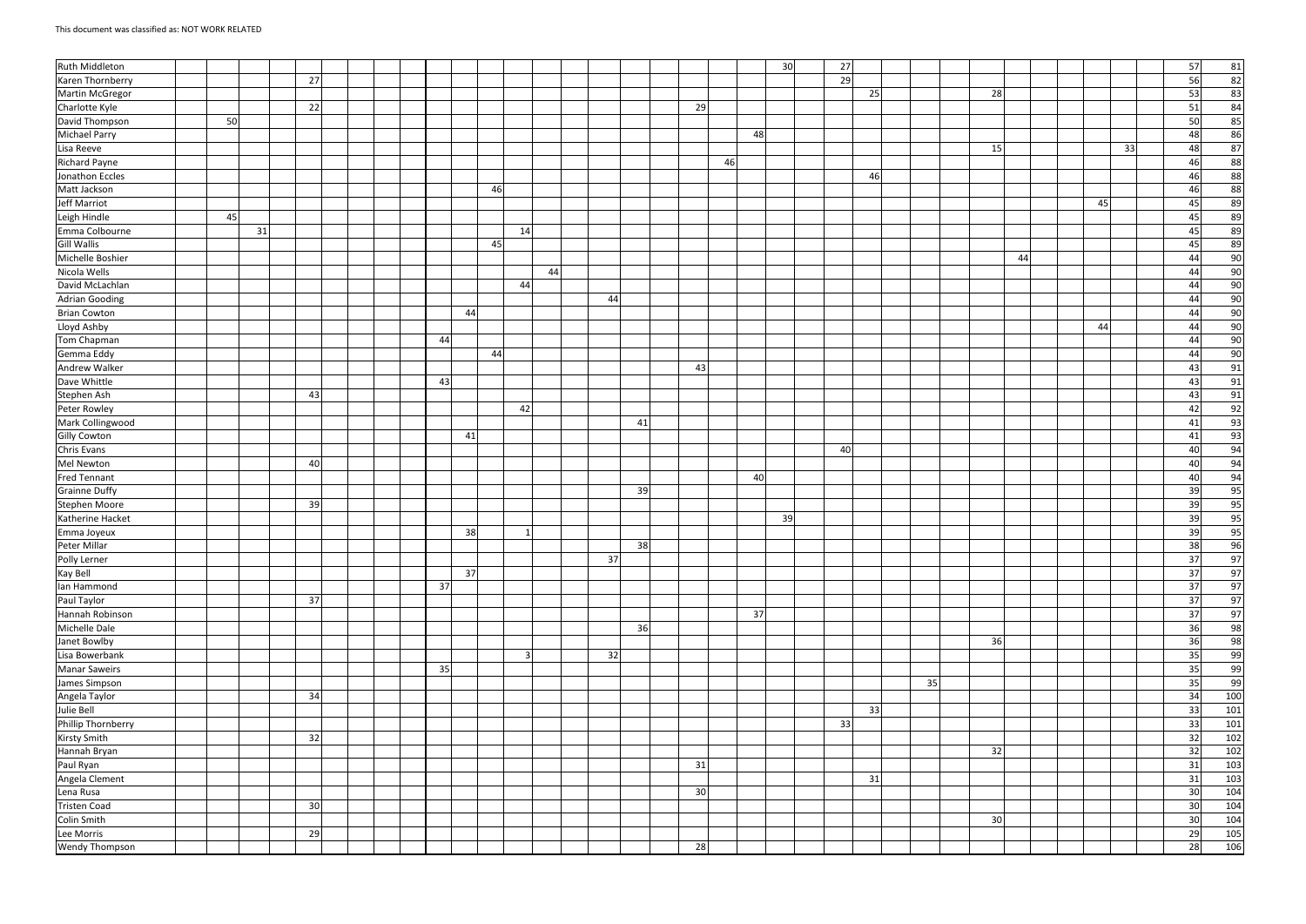| | | | | | | | | | | | | | | | | | | | | | | | | | | | | | | | | | | | | |
|---|---|---|---|---|---|---|---|---|---|---|---|---|---|---|---|---|---|---|---|---|---|---|---|---|---|---|---|---|---|---|---|---|---|---|---|---|
| Ruth Middleton | | | | | | | | | | | | | | | | | | | | | 30 | | 27 | | | | | | | | | | | | 57 | 81 |
| Karen Thornberry | | | | | 27 | | | | | | | | | | | | | | | | | | 29 | | | | | | | | | | | | 56 | 82 |
| Martin McGregor | | | | | | | | | | | | | | | | | | | | | | | | 25 | | | | | 28 | | | | | | 53 | 83 |
| Charlotte Kyle | | | | | 22 | | | | | | | | | | | | | 29 | | | | | | | | | | | | | | | | | 51 | 84 |
| David Thompson | | 50 | | | | | | | | | | | | | | | | | | | | | | | | | | | | | | | | | 50 | 85 |
| Michael Parry | | | | | | | | | | | | | | | | | | | | 48 | | | | | | | | | | | | | | | 48 | 86 |
| Lisa Reeve | | | | | | | | | | | | | | | | | | | | | | | | | | | | | 15 | | | | 33 | | 48 | 87 |
| Richard Payne | | | | | | | | | | | | | | | | | | | 46 | | | | | | | | | | | | | | | | 46 | 88 |
| Jonathon Eccles | | | | | | | | | | | | | | | | | | | | | | | | 46 | | | | | | | | | | | 46 | 88 |
| Matt Jackson | | | | | | | | | | | 46 | | | | | | | | | | | | | | | | | | | | | | | | 46 | 88 |
| Jeff Marriot | | | | | | | | | | | | | | | | | | | | | | | | | | | | | | | | 45 | | | 45 | 89 |
| Leigh Hindle | | 45 | | | | | | | | | | | | | | | | | | | | | | | | | | | | | | | | | 45 | 89 |
| Emma Colbourne | | | 31 | | | | | | | | | 14 | | | | | | | | | | | | | | | | | | | | | | | 45 | 89 |
| Gill Wallis | | | | | | | | | | | 45 | | | | | | | | | | | | | | | | | | | | | | | | 45 | 89 |
| Michelle Boshier | | | | | | | | | | | | | | | | | | | | | | | | | | | | | | 44 | | | | | 44 | 90 |
| Nicola Wells | | | | | | | | | | | | | 44 | | | | | | | | | | | | | | | | | | | | | | 44 | 90 |
| David McLachlan | | | | | | | | | | | | 44 | | | | | | | | | | | | | | | | | | | | | | | 44 | 90 |
| Adrian Gooding | | | | | | | | | | | | | | | 44 | | | | | | | | | | | | | | | | | | | | 44 | 90 |
| Brian Cowton | | | | | | | | | | 44 | | | | | | | | | | | | | | | | | | | | | | | | | 44 | 90 |
| Lloyd Ashby | | | | | | | | | | | | | | | | | | | | | | | | | | | | | | | | 44 | | | 44 | 90 |
| Tom Chapman | | | | | | | | | 44 | | | | | | | | | | | | | | | | | | | | | | | | | | 44 | 90 |
| Gemma Eddy | | | | | | | | | | | 44 | | | | | | | | | | | | | | | | | | | | | | | | 44 | 90 |
| Andrew Walker | | | | | | | | | | | | | | | | | | 43 | | | | | | | | | | | | | | | | | 43 | 91 |
| Dave Whittle | | | | | | | | | 43 | | | | | | | | | | | | | | | | | | | | | | | | | | 43 | 91 |
| Stephen Ash | | | | | 43 | | | | | | | | | | | | | | | | | | | | | | | | | | | | | | 43 | 91 |
| Peter Rowley | | | | | | | | | | | | 42 | | | | | | | | | | | | | | | | | | | | | | | 42 | 92 |
| Mark Collingwood | | | | | | | | | | | | | | | | 41 | | | | | | | | | | | | | | | | | | | 41 | 93 |
| Gilly Cowton | | | | | | | | | | 41 | | | | | | | | | | | | | | | | | | | | | | | | | 41 | 93 |
| Chris Evans | | | | | | | | | | | | | | | | | | | | | | | 40 | | | | | | | | | | | | 40 | 94 |
| Mel Newton | | | | | 40 | | | | | | | | | | | | | | | | | | | | | | | | | | | | | | 40 | 94 |
| Fred Tennant | | | | | | | | | | | | | | | | | | | | 40 | | | | | | | | | | | | | | | 40 | 94 |
| Grainne Duffy | | | | | | | | | | | | | | | | 39 | | | | | | | | | | | | | | | | | | | 39 | 95 |
| Stephen Moore | | | | | 39 | | | | | | | | | | | | | | | | | | | | | | | | | | | | | | 39 | 95 |
| Katherine Hacket | | | | | | | | | | | | | | | | | | | | | 39 | | | | | | | | | | | | | | 39 | 95 |
| Emma Joyeux | | | | | | | | | | 38 | | 1 | | | | | | | | | | | | | | | | | | | | | | | 39 | 95 |
| Peter Millar | | | | | | | | | | | | | | | | 38 | | | | | | | | | | | | | | | | | | | 38 | 96 |
| Polly Lerner | | | | | | | | | | | | | | | 37 | | | | | | | | | | | | | | | | | | | | 37 | 97 |
| Kay Bell | | | | | | | | | | 37 | | | | | | | | | | | | | | | | | | | | | | | | | 37 | 97 |
| Ian Hammond | | | | | | | | | 37 | | | | | | | | | | | | | | | | | | | | | | | | | | 37 | 97 |
| Paul Taylor | | | | | 37 | | | | | | | | | | | | | | | | | | | | | | | | | | | | | | 37 | 97 |
| Hannah Robinson | | | | | | | | | | | | | | | | | | | | 37 | | | | | | | | | | | | | | | 37 | 97 |
| Michelle Dale | | | | | | | | | | | | | | | | 36 | | | | | | | | | | | | | | | | | | | 36 | 98 |
| Janet Bowlby | | | | | | | | | | | | | | | | | | | | | | | | | | | | | 36 | | | | | | 36 | 98 |
| Lisa Bowerbank | | | | | | | | | | | | 3 | | | 32 | | | | | | | | | | | | | | | | | | | | 35 | 99 |
| Manar Saweirs | | | | | | | | | 35 | | | | | | | | | | | | | | | | | | | | | | | | | | 35 | 99 |
| James Simpson | | | | | | | | | | | | | | | | | | | | | | | | | | | 35 | | | | | | | | 35 | 99 |
| Angela Taylor | | | | | 34 | | | | | | | | | | | | | | | | | | | | | | | | | | | | | | 34 | 100 |
| Julie Bell | | | | | | | | | | | | | | | | | | | | | | | | 33 | | | | | | | | | | | 33 | 101 |
| Phillip Thornberry | | | | | | | | | | | | | | | | | | | | | | | 33 | | | | | | | | | | | | 33 | 101 |
| Kirsty Smith | | | | | 32 | | | | | | | | | | | | | | | | | | | | | | | | | | | | | | 32 | 102 |
| Hannah Bryan | | | | | | | | | | | | | | | | | | | | | | | | | | | | | 32 | | | | | | 32 | 102 |
| Paul Ryan | | | | | | | | | | | | | | | | | | 31 | | | | | | | | | | | | | | | | | 31 | 103 |
| Angela Clement | | | | | | | | | | | | | | | | | | | | | | | | 31 | | | | | | | | | | | 31 | 103 |
| Lena Rusa | | | | | | | | | | | | | | | | | | 30 | | | | | | | | | | | | | | | | | 30 | 104 |
| Tristen Coad | | | | | 30 | | | | | | | | | | | | | | | | | | | | | | | | | | | | | | 30 | 104 |
| Colin Smith | | | | | | | | | | | | | | | | | | | | | | | | | | | | | 30 | | | | | | 30 | 104 |
| Lee Morris | | | | | 29 | | | | | | | | | | | | | | | | | | | | | | | | | | | | | | 29 | 105 |
| Wendy Thompson | | | | | | | | | | | | | | | | | | 28 | | | | | | | | | | | | | | | | | 28 | 106 |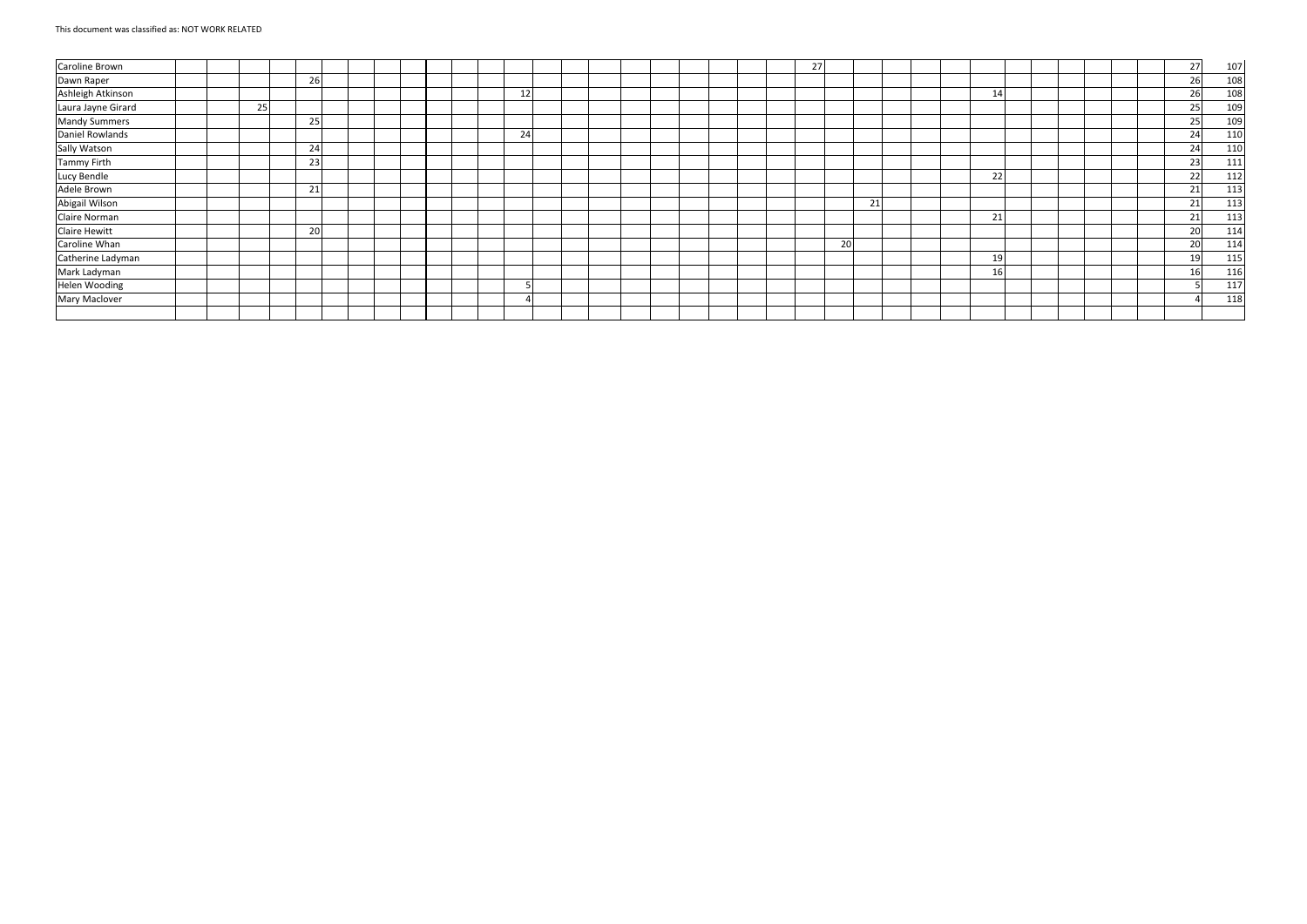| | | | | | | | | | | | | | | | | | | | | | | | | | | | | | | | | | | | | | |
|---|---|---|---|---|---|---|---|---|---|---|---|---|---|---|---|---|---|---|---|---|---|---|---|---|---|---|---|---|---|---|---|---|---|---|---|---|---|
| Caroline Brown | | | | | | | | | | | | | | | | | | | | | | 27 | | | | | | | | | | | | | | 27 | 107 |
| Dawn Raper | | | | | 26 | | | | | | | | | | | | | | | | | | | | | | | | | | | | | | | 26 | 108 |
| Ashleigh Atkinson | | | | | | | | | | | | | 12 | | | | | | | | | | | | | | | | 14 | | | | | | | 26 | 108 |
| Laura Jayne Girard | | | 25 | | | | | | | | | | | | | | | | | | | | | | | | | | | | | | | | | 25 | 109 |
| Mandy Summers | | | | | 25 | | | | | | | | | | | | | | | | | | | | | | | | | | | | | | | 25 | 109 |
| Daniel Rowlands | | | | | | | | | | | | | 24 | | | | | | | | | | | | | | | | | | | | | | | 24 | 110 |
| Sally Watson | | | | | 24 | | | | | | | | | | | | | | | | | | | | | | | | | | | | | | | 24 | 110 |
| Tammy Firth | | | | | 23 | | | | | | | | | | | | | | | | | | | | | | | | | | | | | | | 23 | 111 |
| Lucy Bendle | | | | | | | | | | | | | | | | | | | | | | | | | | | | | 22 | | | | | | | 22 | 112 |
| Adele Brown | | | | | 21 | | | | | | | | | | | | | | | | | | | | | | | | | | | | | | | 21 | 113 |
| Abigail Wilson | | | | | | | | | | | | | | | | | | | | | | | | 21 | | | | | | | | | | | | 21 | 113 |
| Claire Norman | | | | | | | | | | | | | | | | | | | | | | | | | | | | | 21 | | | | | | | 21 | 113 |
| Claire Hewitt | | | | | 20 | | | | | | | | | | | | | | | | | | | | | | | | | | | | | | | 20 | 114 |
| Caroline Whan | | | | | | | | | | | | | | | | | | | | | | | 20 | | | | | | | | | | | | | 20 | 114 |
| Catherine Ladyman | | | | | | | | | | | | | | | | | | | | | | | | | | | | | 19 | | | | | | | 19 | 115 |
| Mark Ladyman | | | | | | | | | | | | | | | | | | | | | | | | | | | | | 16 | | | | | | | 16 | 116 |
| Helen Wooding | | | | | | | | | | | | | 5 | | | | | | | | | | | | | | | | | | | | | | | 5 | 117 |
| Mary Maclover | | | | | | | | | | | | | 4 | | | | | | | | | | | | | | | | | | | | | | | 4 | 118 |
| | | | | | | | | | | | | | | | | | | | | | | | | | | | | | | | | | | | | | |